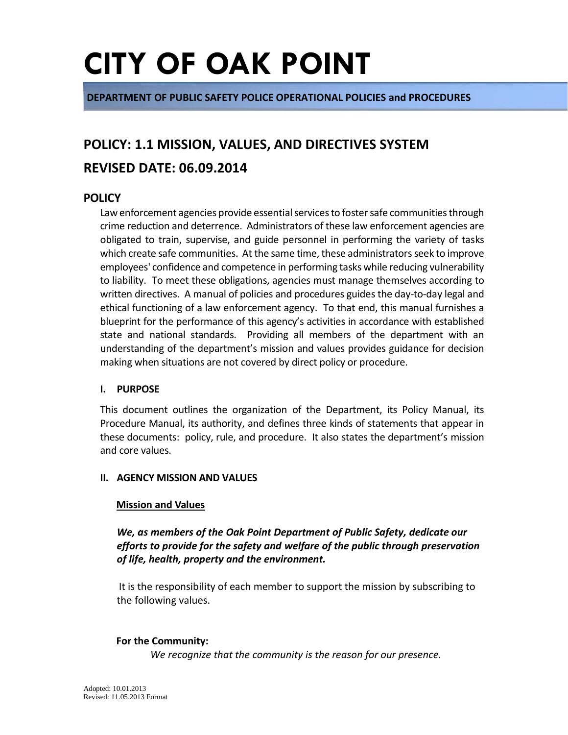# CITY OF OAK POINT

**DEPARTMENT OF PUBLIC SAFETY POLICE OPERATIONAL POLICIES and PROCEDURES**

## POLICY: 1.1 MISSION, VALUES, AND DIRECTIVES SYSTEM

## REVISED DATE: 06.09.2014

## POLICY

Law enforcement agencies provide essential services to foster safe communities through crime reduction and deterrence. Administrators of these law enforcement agencies are obligated to train, supervise, and guide personnel in performing the variety of tasks which create safe communities. At the same time, these administrators seek to improve employees' confidence and competence in performing tasks while reducing vulnerability to liability. To meet these obligations, agencies must manage themselves according to written directives. A manual of policies and procedures guides the day-to-day legal and ethical functioning of a law enforcement agency. To that end, this manual furnishes a blueprint for the performance of this agency's activities in accordance with established state and national standards. Providing all members of the department with an understanding of the department's mission and values provides guidance for decision making when situations are not covered by direct policy or procedure.

### I. PURPOSE

This document outlines the organization of the Department, its Policy Manual, its Procedure Manual, its authority, and defines three kinds of statements that appear in these documents: policy, rule, and procedure. It also states the department's mission and core values.

### II. AGENCY MISSION AND VALUES

**Mission and Values**

***We, as members of the Oak Point Department of Public Safety, dedicate our efforts to provide for the safety and welfare of the public through preservation of life, health, property and the environment.***

It is the responsibility of each member to support the mission by subscribing to the following values.

**For the Community:**

*We recognize that the community is the reason for our presence.*

Adopted: 10.01.2013
Revised: 11.05.2013 Format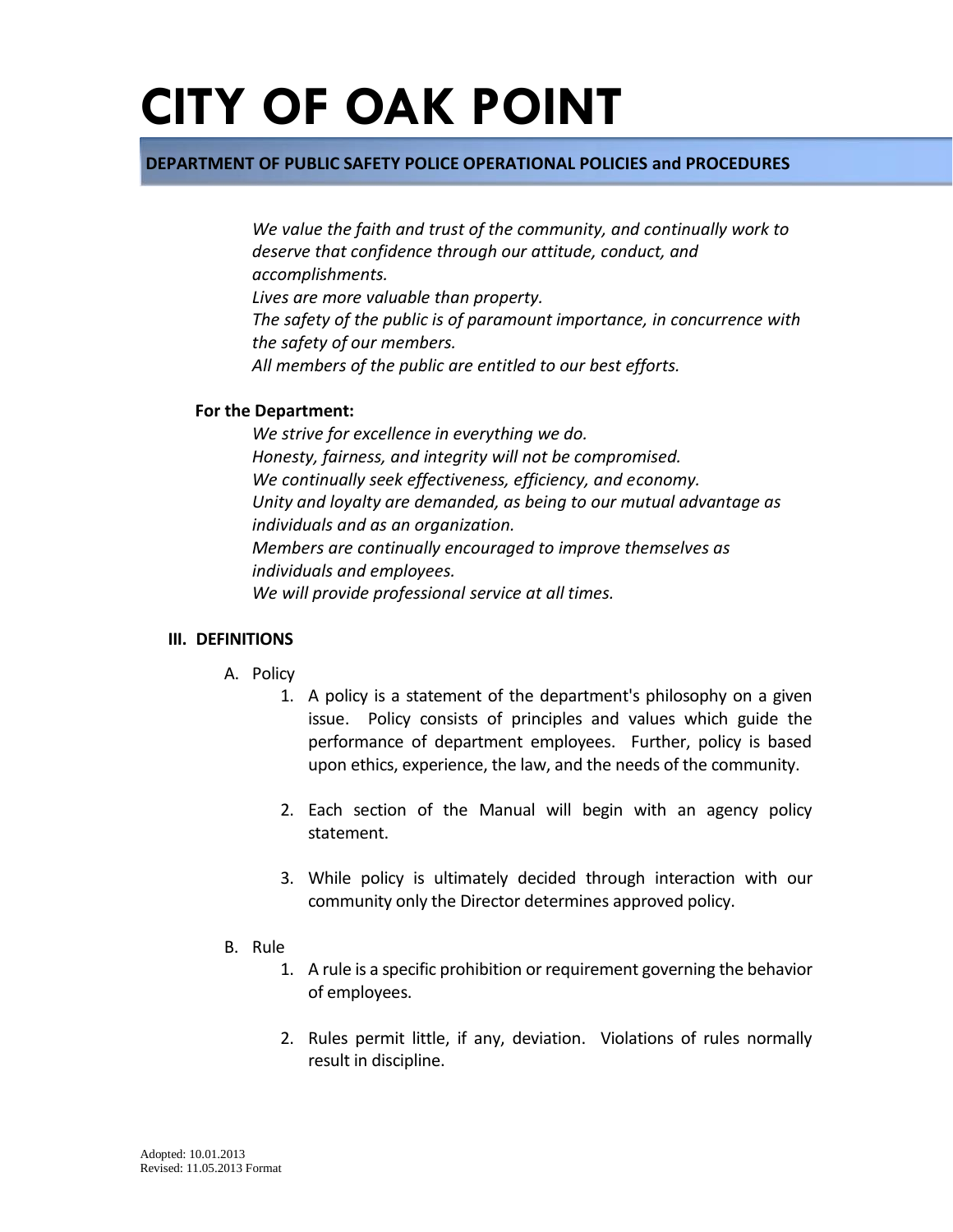*We value the faith and trust of the community, and continually work to deserve that confidence through our attitude, conduct, and accomplishments.*
*Lives are more valuable than property.*
*The safety of the public is of paramount importance, in concurrence with the safety of our members.*
*All members of the public are entitled to our best efforts.*

**For the Department:**

*We strive for excellence in everything we do.*
*Honesty, fairness, and integrity will not be compromised.*
*We continually seek effectiveness, efficiency, and economy.*
*Unity and loyalty are demanded, as being to our mutual advantage as individuals and as an organization.*
*Members are continually encouraged to improve themselves as individuals and employees.*
*We will provide professional service at all times.*

## III. DEFINITIONS

A. Policy

1. A policy is a statement of the department's philosophy on a given issue. Policy consists of principles and values which guide the performance of department employees. Further, policy is based upon ethics, experience, the law, and the needs of the community.

2. Each section of the Manual will begin with an agency policy statement.

3. While policy is ultimately decided through interaction with our community only the Director determines approved policy.

B. Rule

1. A rule is a specific prohibition or requirement governing the behavior of employees.

2. Rules permit little, if any, deviation. Violations of rules normally result in discipline.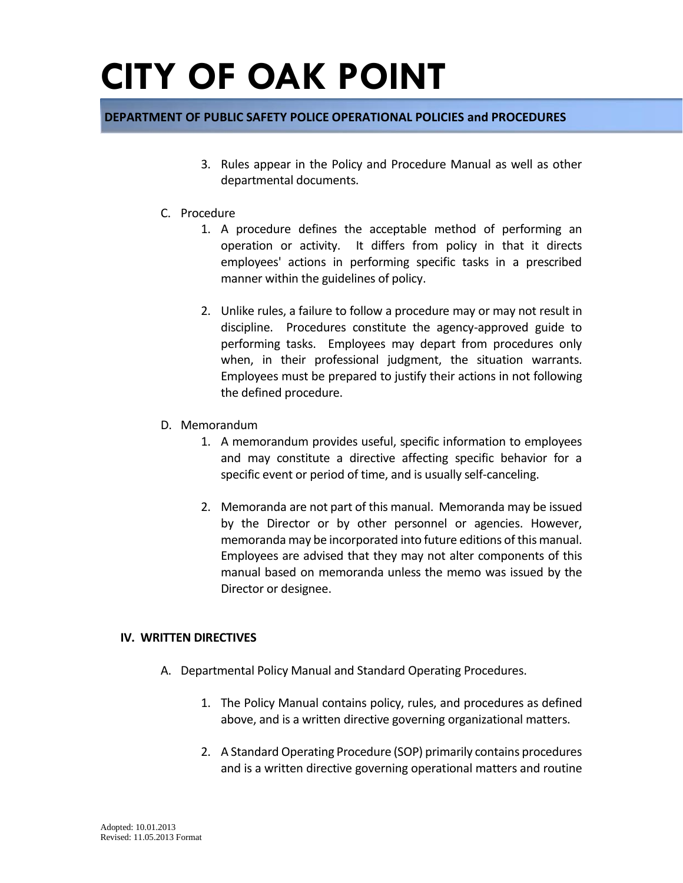3. Rules appear in the Policy and Procedure Manual as well as other departmental documents.

C. Procedure

1. A procedure defines the acceptable method of performing an operation or activity. It differs from policy in that it directs employees' actions in performing specific tasks in a prescribed manner within the guidelines of policy.

2. Unlike rules, a failure to follow a procedure may or may not result in discipline. Procedures constitute the agency-approved guide to performing tasks. Employees may depart from procedures only when, in their professional judgment, the situation warrants. Employees must be prepared to justify their actions in not following the defined procedure.

D. Memorandum

1. A memorandum provides useful, specific information to employees and may constitute a directive affecting specific behavior for a specific event or period of time, and is usually self-canceling.

2. Memoranda are not part of this manual. Memoranda may be issued by the Director or by other personnel or agencies. However, memoranda may be incorporated into future editions of this manual. Employees are advised that they may not alter components of this manual based on memoranda unless the memo was issued by the Director or designee.

## IV. WRITTEN DIRECTIVES

A. Departmental Policy Manual and Standard Operating Procedures.

1. The Policy Manual contains policy, rules, and procedures as defined above, and is a written directive governing organizational matters.

2. A Standard Operating Procedure (SOP) primarily contains procedures and is a written directive governing operational matters and routine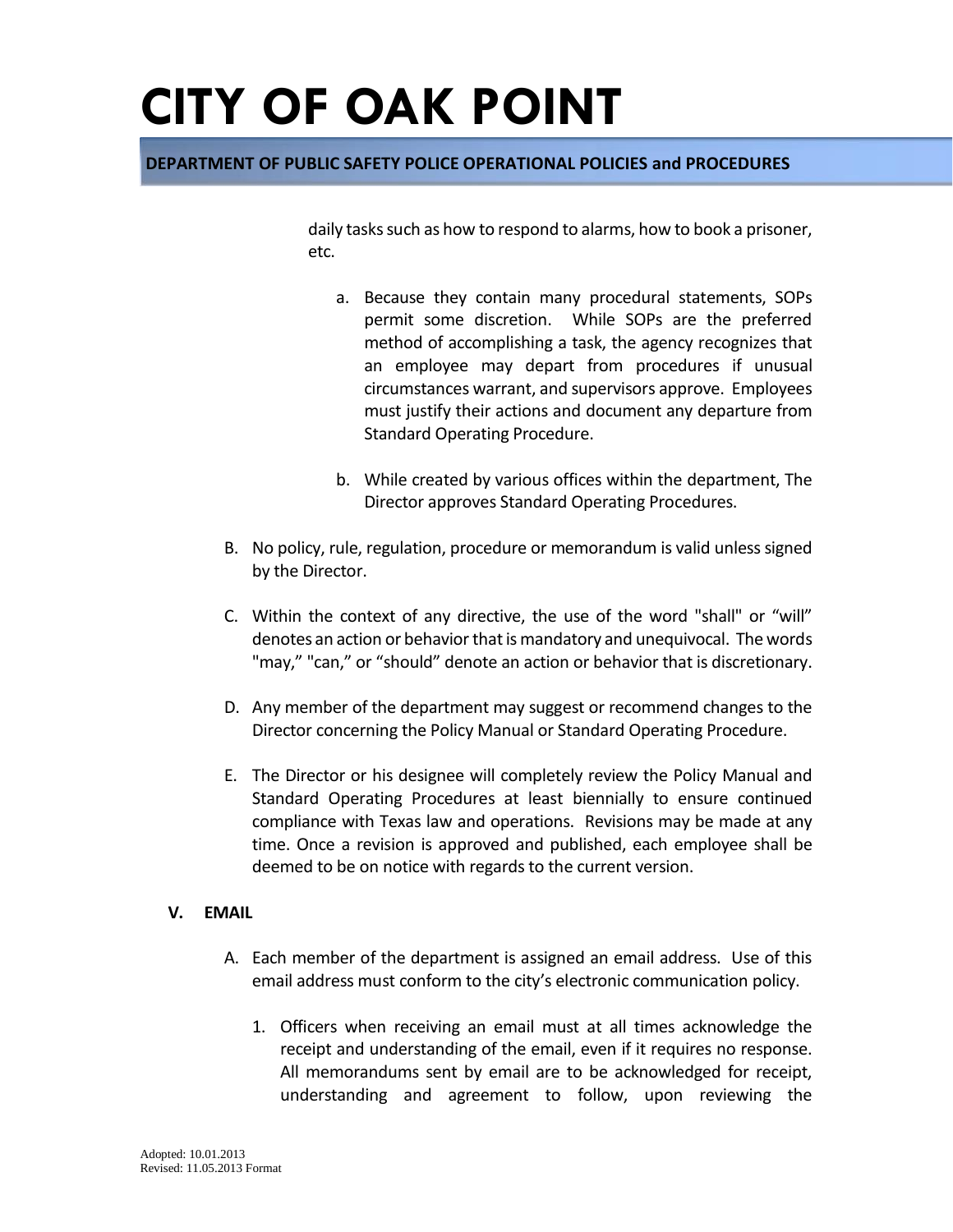daily tasks such as how to respond to alarms, how to book a prisoner, etc.

a. Because they contain many procedural statements, SOPs permit some discretion. While SOPs are the preferred method of accomplishing a task, the agency recognizes that an employee may depart from procedures if unusual circumstances warrant, and supervisors approve. Employees must justify their actions and document any departure from Standard Operating Procedure.

b. While created by various offices within the department, The Director approves Standard Operating Procedures.

B. No policy, rule, regulation, procedure or memorandum is valid unless signed by the Director.

C. Within the context of any directive, the use of the word "shall" or "will" denotes an action or behavior that is mandatory and unequivocal. The words "may," "can," or "should" denote an action or behavior that is discretionary.

D. Any member of the department may suggest or recommend changes to the Director concerning the Policy Manual or Standard Operating Procedure.

E. The Director or his designee will completely review the Policy Manual and Standard Operating Procedures at least biennially to ensure continued compliance with Texas law and operations. Revisions may be made at any time. Once a revision is approved and published, each employee shall be deemed to be on notice with regards to the current version.

## V. EMAIL

A. Each member of the department is assigned an email address. Use of this email address must conform to the city's electronic communication policy.

1. Officers when receiving an email must at all times acknowledge the receipt and understanding of the email, even if it requires no response. All memorandums sent by email are to be acknowledged for receipt, understanding and agreement to follow, upon reviewing the

Adopted: 10.01.2013
Revised: 11.05.2013 Format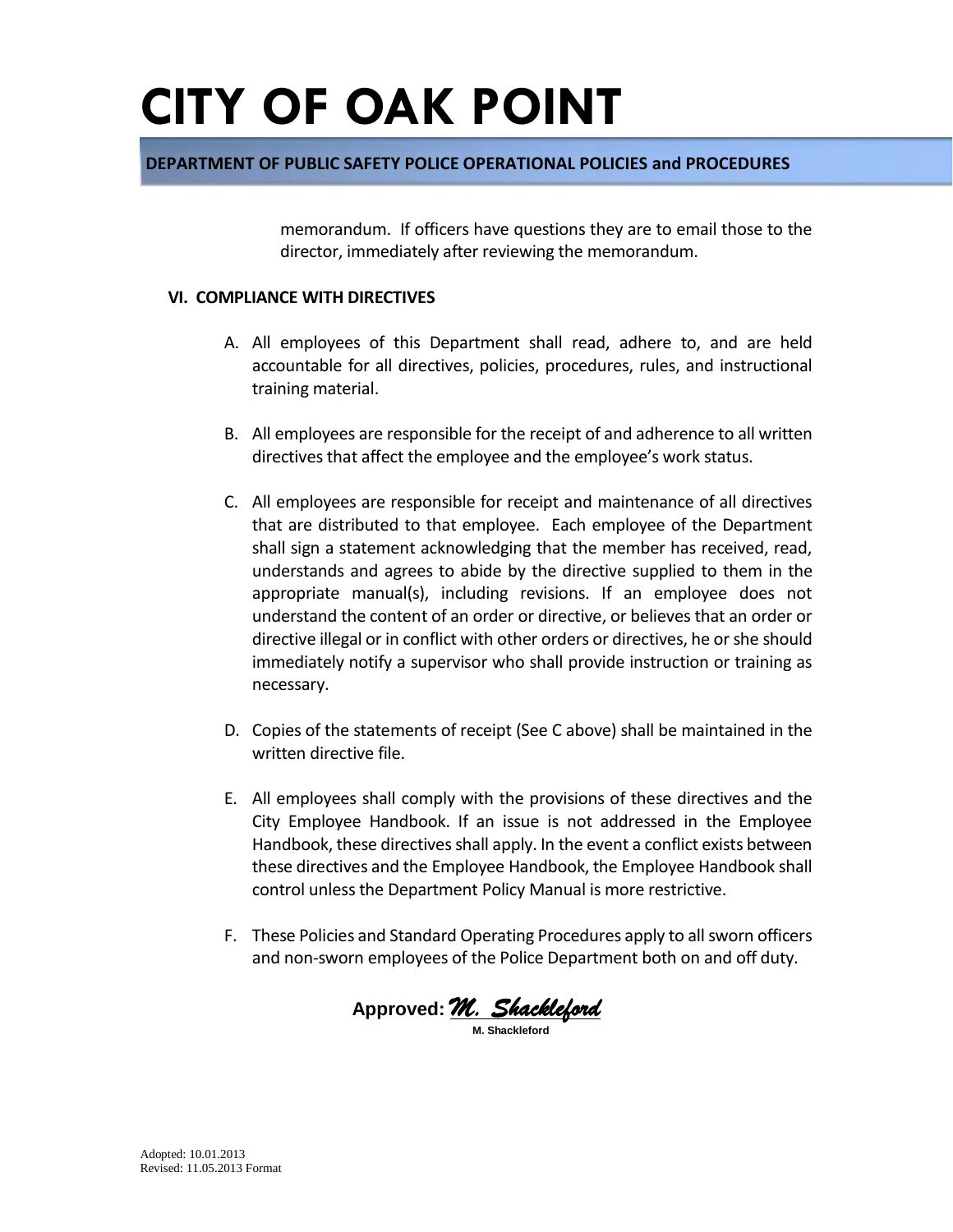memorandum. If officers have questions they are to email those to the director, immediately after reviewing the memorandum.

## VI. COMPLIANCE WITH DIRECTIVES

A. All employees of this Department shall read, adhere to, and are held accountable for all directives, policies, procedures, rules, and instructional training material.

B. All employees are responsible for the receipt of and adherence to all written directives that affect the employee and the employee's work status.

C. All employees are responsible for receipt and maintenance of all directives that are distributed to that employee. Each employee of the Department shall sign a statement acknowledging that the member has received, read, understands and agrees to abide by the directive supplied to them in the appropriate manual(s), including revisions. If an employee does not understand the content of an order or directive, or believes that an order or directive illegal or in conflict with other orders or directives, he or she should immediately notify a supervisor who shall provide instruction or training as necessary.

D. Copies of the statements of receipt (See C above) shall be maintained in the written directive file.

E. All employees shall comply with the provisions of these directives and the City Employee Handbook. If an issue is not addressed in the Employee Handbook, these directives shall apply. In the event a conflict exists between these directives and the Employee Handbook, the Employee Handbook shall control unless the Department Policy Manual is more restrictive.

F. These Policies and Standard Operating Procedures apply to all sworn officers and non-sworn employees of the Police Department both on and off duty.

**Approved:** *M. Shackleford*

M. Shackleford

Adopted: 10.01.2013
Revised: 11.05.2013 Format